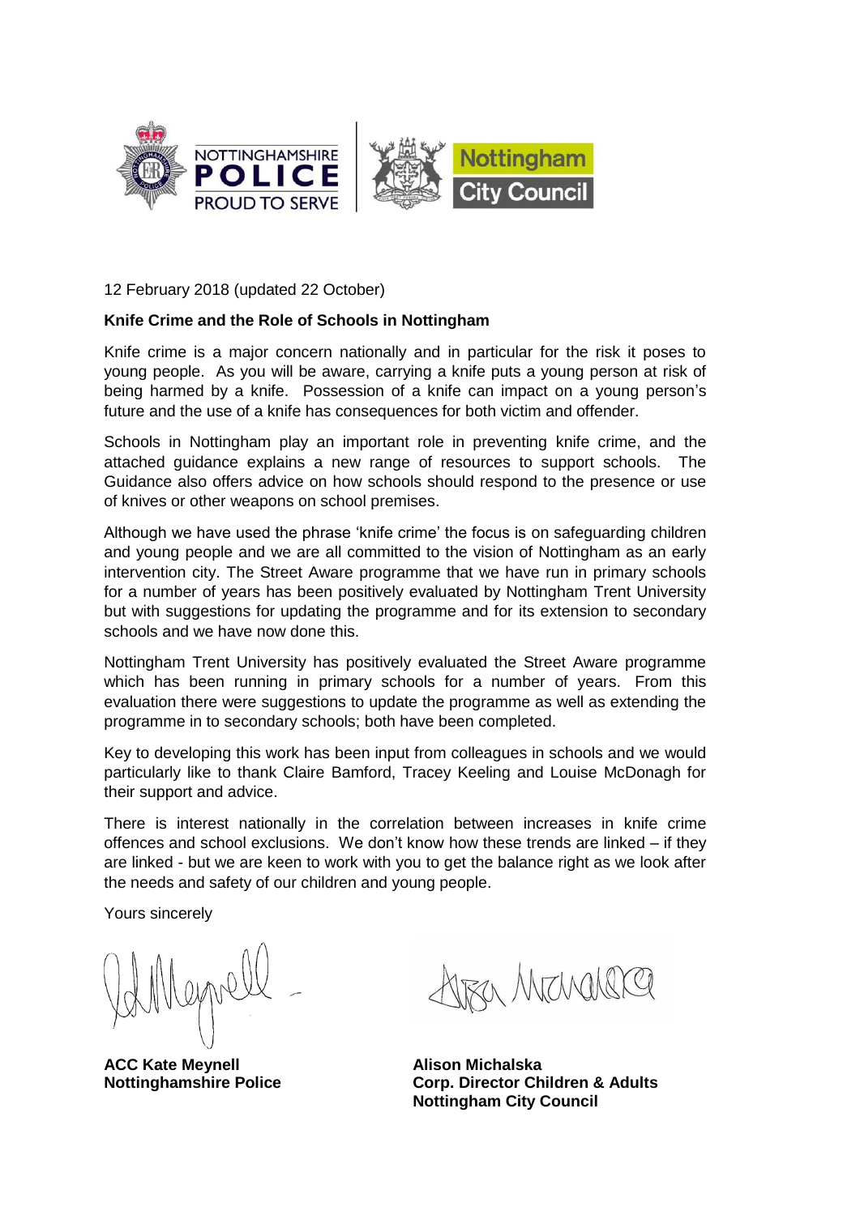NOTTINGHAMSHIRE **POLICE** PROUD TO SERVE

Nottingham City Council

12 February 2018 (updated 22 October)

**Knife Crime and the Role of Schools in Nottingham**

Knife crime is a major concern nationally and in particular for the risk it poses to young people. As you will be aware, carrying a knife puts a young person at risk of being harmed by a knife. Possession of a knife can impact on a young person's future and the use of a knife has consequences for both victim and offender.

Schools in Nottingham play an important role in preventing knife crime, and the attached guidance explains a new range of resources to support schools. The Guidance also offers advice on how schools should respond to the presence or use of knives or other weapons on school premises.

Although we have used the phrase 'knife crime' the focus is on safeguarding children and young people and we are all committed to the vision of Nottingham as an early intervention city. The Street Aware programme that we have run in primary schools for a number of years has been positively evaluated by Nottingham Trent University but with suggestions for updating the programme and for its extension to secondary schools and we have now done this.

Nottingham Trent University has positively evaluated the Street Aware programme which has been running in primary schools for a number of years. From this evaluation there were suggestions to update the programme as well as extending the programme in to secondary schools; both have been completed.

Key to developing this work has been input from colleagues in schools and we would particularly like to thank Claire Bamford, Tracey Keeling and Louise McDonagh for their support and advice.

There is interest nationally in the correlation between increases in knife crime offences and school exclusions. We don't know how these trends are linked – if they are linked - but we are keen to work with you to get the balance right as we look after the needs and safety of our children and young people.

Yours sincerely

**ACC Kate Meynell**
**Nottinghamshire Police**

**Alison Michalska**
**Corp. Director Children & Adults**
**Nottingham City Council**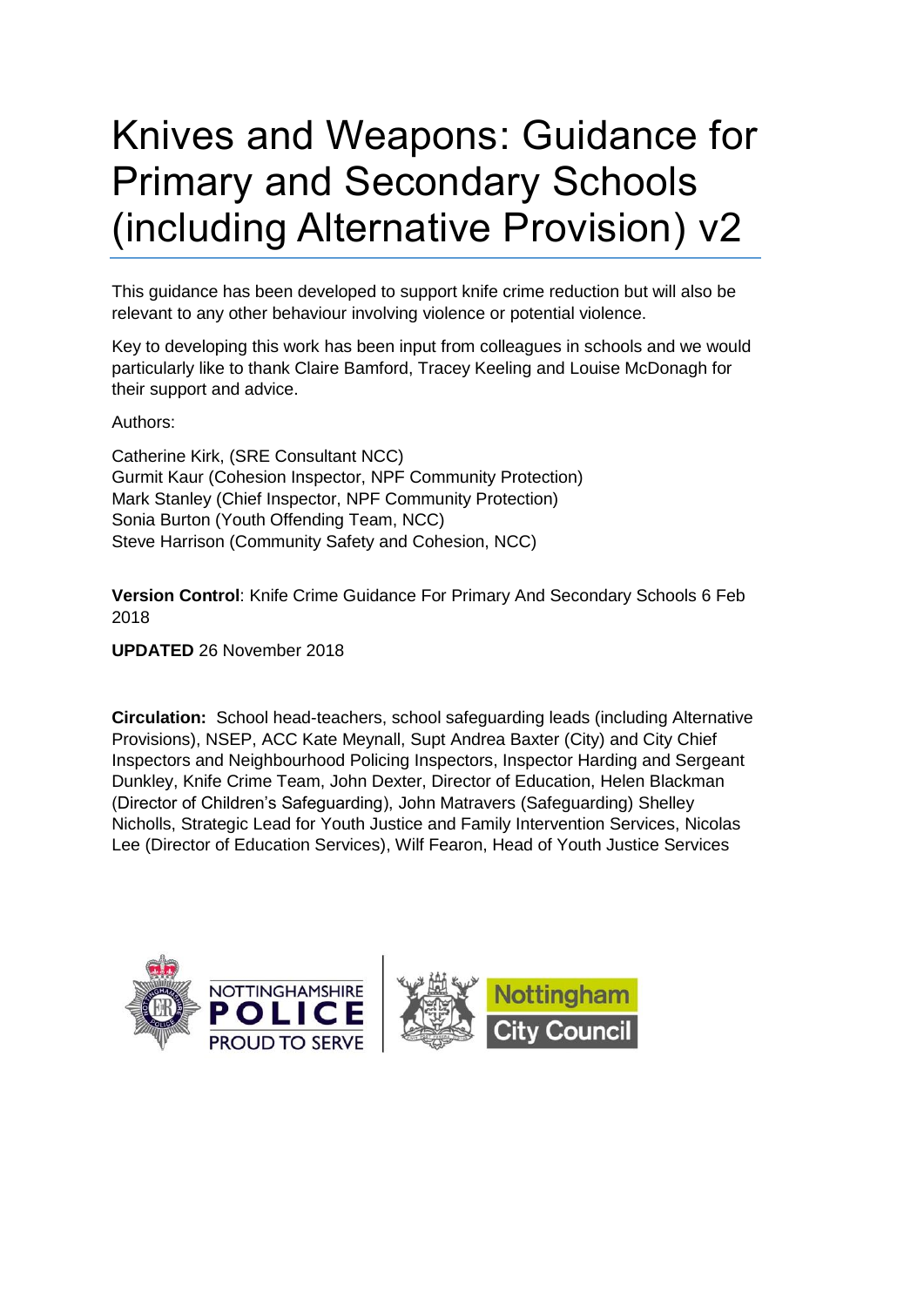# Knives and Weapons: Guidance for Primary and Secondary Schools (including Alternative Provision) v2

This guidance has been developed to support knife crime reduction but will also be relevant to any other behaviour involving violence or potential violence.

Key to developing this work has been input from colleagues in schools and we would particularly like to thank Claire Bamford, Tracey Keeling and Louise McDonagh for their support and advice.

Authors:

Catherine Kirk, (SRE Consultant NCC)
Gurmit Kaur (Cohesion Inspector, NPF Community Protection)
Mark Stanley (Chief Inspector, NPF Community Protection)
Sonia Burton (Youth Offending Team, NCC)
Steve Harrison (Community Safety and Cohesion, NCC)

**Version Control**: Knife Crime Guidance For Primary And Secondary Schools 6 Feb 2018

**UPDATED** 26 November 2018

**Circulation:** School head-teachers, school safeguarding leads (including Alternative Provisions), NSEP, ACC Kate Meynall, Supt Andrea Baxter (City) and City Chief Inspectors and Neighbourhood Policing Inspectors, Inspector Harding and Sergeant Dunkley, Knife Crime Team, John Dexter, Director of Education, Helen Blackman (Director of Children's Safeguarding), John Matravers (Safeguarding) Shelley Nicholls, Strategic Lead for Youth Justice and Family Intervention Services, Nicolas Lee (Director of Education Services), Wilf Fearon, Head of Youth Justice Services

NOTTINGHAMSHIRE POLICE PROUD TO SERVE

Nottingham City Council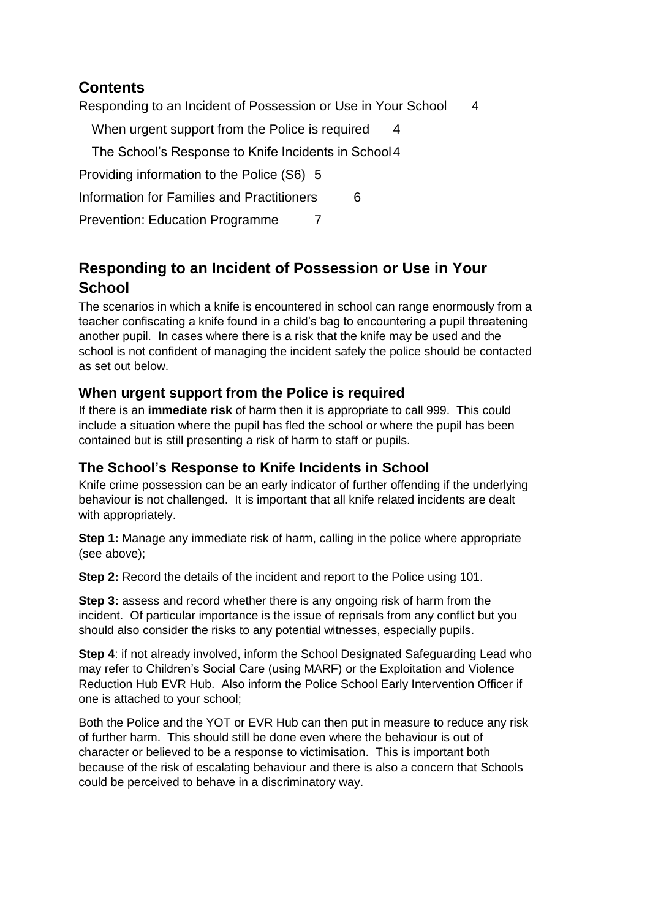## Contents

Responding to an Incident of Possession or Use in Your School 4

- When urgent support from the Police is required 4
- The School's Response to Knife Incidents in School 4

Providing information to the Police (S6) 5

Information for Families and Practitioners 6

Prevention: Education Programme 7

## Responding to an Incident of Possession or Use in Your School

The scenarios in which a knife is encountered in school can range enormously from a teacher confiscating a knife found in a child's bag to encountering a pupil threatening another pupil. In cases where there is a risk that the knife may be used and the school is not confident of managing the incident safely the police should be contacted as set out below.

### When urgent support from the Police is required

If there is an **immediate risk** of harm then it is appropriate to call 999. This could include a situation where the pupil has fled the school or where the pupil has been contained but is still presenting a risk of harm to staff or pupils.

### The School's Response to Knife Incidents in School

Knife crime possession can be an early indicator of further offending if the underlying behaviour is not challenged. It is important that all knife related incidents are dealt with appropriately.

**Step 1:** Manage any immediate risk of harm, calling in the police where appropriate (see above);

**Step 2:** Record the details of the incident and report to the Police using 101.

**Step 3:** assess and record whether there is any ongoing risk of harm from the incident. Of particular importance is the issue of reprisals from any conflict but you should also consider the risks to any potential witnesses, especially pupils.

**Step 4**: if not already involved, inform the School Designated Safeguarding Lead who may refer to Children's Social Care (using MARF) or the Exploitation and Violence Reduction Hub EVR Hub. Also inform the Police School Early Intervention Officer if one is attached to your school;

Both the Police and the YOT or EVR Hub can then put in measure to reduce any risk of further harm. This should still be done even where the behaviour is out of character or believed to be a response to victimisation. This is important both because of the risk of escalating behaviour and there is also a concern that Schools could be perceived to behave in a discriminatory way.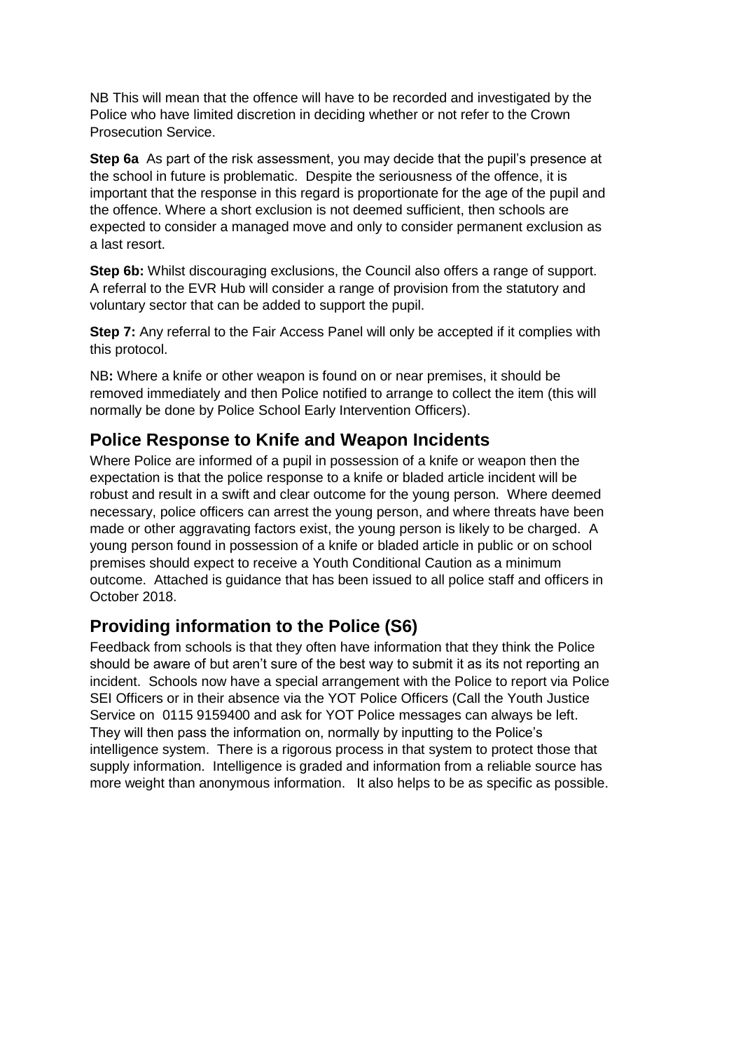NB This will mean that the offence will have to be recorded and investigated by the Police who have limited discretion in deciding whether or not refer to the Crown Prosecution Service.

**Step 6a** As part of the risk assessment, you may decide that the pupil's presence at the school in future is problematic. Despite the seriousness of the offence, it is important that the response in this regard is proportionate for the age of the pupil and the offence. Where a short exclusion is not deemed sufficient, then schools are expected to consider a managed move and only to consider permanent exclusion as a last resort.

**Step 6b:** Whilst discouraging exclusions, the Council also offers a range of support. A referral to the EVR Hub will consider a range of provision from the statutory and voluntary sector that can be added to support the pupil.

**Step 7:** Any referral to the Fair Access Panel will only be accepted if it complies with this protocol.

NB**:** Where a knife or other weapon is found on or near premises, it should be removed immediately and then Police notified to arrange to collect the item (this will normally be done by Police School Early Intervention Officers).

## Police Response to Knife and Weapon Incidents

Where Police are informed of a pupil in possession of a knife or weapon then the expectation is that the police response to a knife or bladed article incident will be robust and result in a swift and clear outcome for the young person. Where deemed necessary, police officers can arrest the young person, and where threats have been made or other aggravating factors exist, the young person is likely to be charged. A young person found in possession of a knife or bladed article in public or on school premises should expect to receive a Youth Conditional Caution as a minimum outcome. Attached is guidance that has been issued to all police staff and officers in October 2018.

## Providing information to the Police (S6)

Feedback from schools is that they often have information that they think the Police should be aware of but aren't sure of the best way to submit it as its not reporting an incident. Schools now have a special arrangement with the Police to report via Police SEI Officers or in their absence via the YOT Police Officers (Call the Youth Justice Service on 0115 9159400 and ask for YOT Police messages can always be left. They will then pass the information on, normally by inputting to the Police's intelligence system. There is a rigorous process in that system to protect those that supply information. Intelligence is graded and information from a reliable source has more weight than anonymous information. It also helps to be as specific as possible.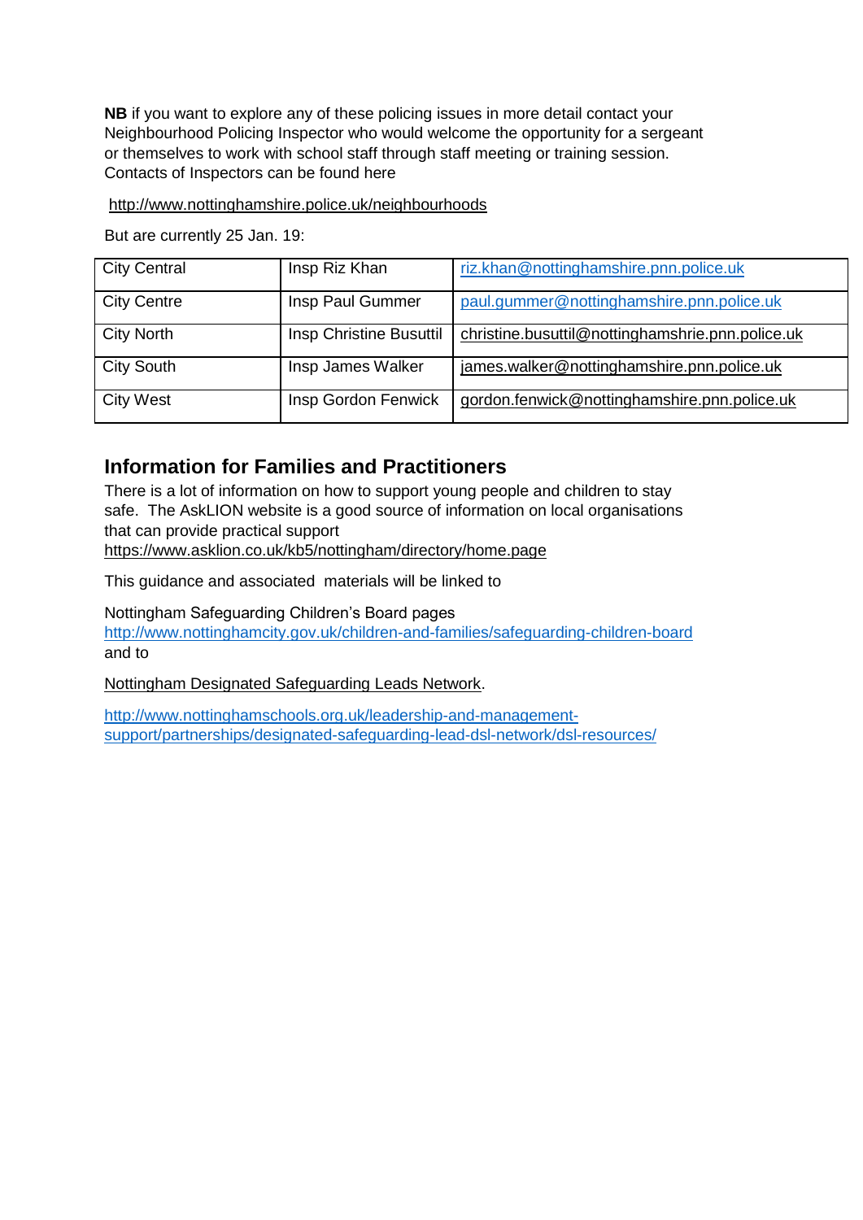**NB** if you want to explore any of these policing issues in more detail contact your Neighbourhood Policing Inspector who would welcome the opportunity for a sergeant or themselves to work with school staff through staff meeting or training session. Contacts of Inspectors can be found here

http://www.nottinghamshire.police.uk/neighbourhoods

But are currently 25 Jan. 19:

| City Central | Insp Riz Khan | riz.khan@nottinghamshire.pnn.police.uk |
|---|---|---|
| City Centre | Insp Paul Gummer | paul.gummer@nottinghamshire.pnn.police.uk |
| City North | Insp Christine Busuttil | christine.busuttil@nottinghamshrie.pnn.police.uk |
| City South | Insp James Walker | james.walker@nottinghamshire.pnn.police.uk |
| City West | Insp Gordon Fenwick | gordon.fenwick@nottinghamshire.pnn.police.uk |

## Information for Families and Practitioners

There is a lot of information on how to support young people and children to stay safe. The AskLION website is a good source of information on local organisations that can provide practical support
https://www.asklion.co.uk/kb5/nottingham/directory/home.page

This guidance and associated materials will be linked to

Nottingham Safeguarding Children's Board pages
http://www.nottinghamcity.gov.uk/children-and-families/safeguarding-children-board
and to

Nottingham Designated Safeguarding Leads Network.

http://www.nottinghamschools.org.uk/leadership-and-management-support/partnerships/designated-safeguarding-lead-dsl-network/dsl-resources/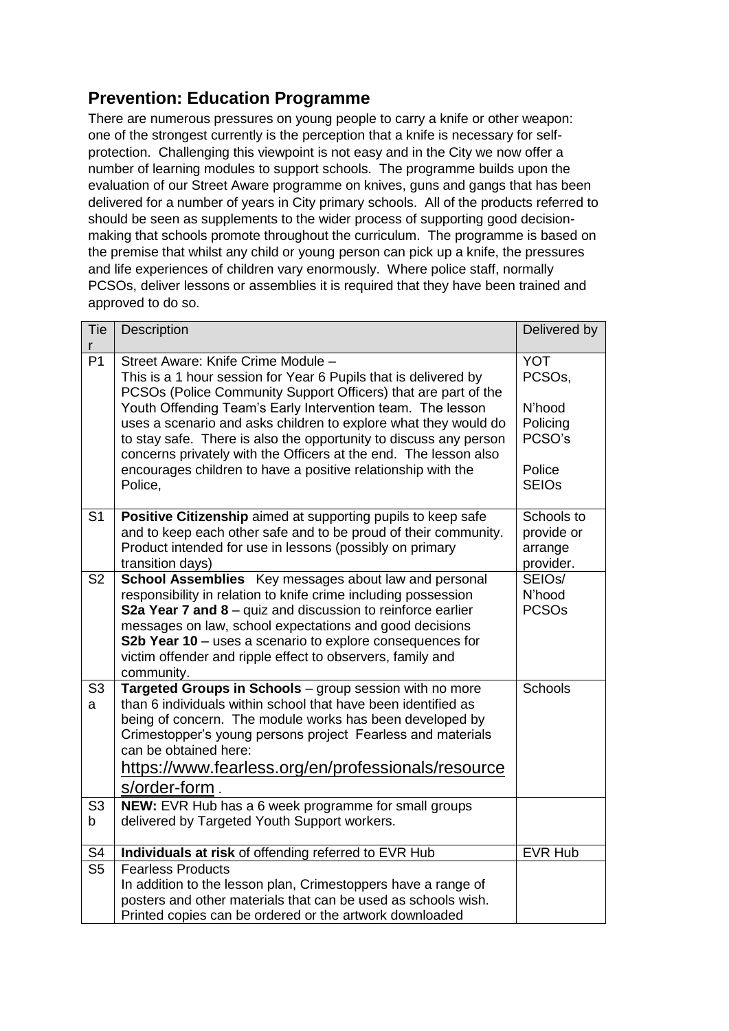## Prevention: Education Programme

There are numerous pressures on young people to carry a knife or other weapon: one of the strongest currently is the perception that a knife is necessary for self-protection. Challenging this viewpoint is not easy and in the City we now offer a number of learning modules to support schools. The programme builds upon the evaluation of our Street Aware programme on knives, guns and gangs that has been delivered for a number of years in City primary schools. All of the products referred to should be seen as supplements to the wider process of supporting good decision-making that schools promote throughout the curriculum. The programme is based on the premise that whilst any child or young person can pick up a knife, the pressures and life experiences of children vary enormously. Where police staff, normally PCSOs, deliver lessons or assemblies it is required that they have been trained and approved to do so.

| Tier | Description | Delivered by |
|---|---|---|
| P1 | Street Aware: Knife Crime Module – This is a 1 hour session for Year 6 Pupils that is delivered by PCSOs (Police Community Support Officers) that are part of the Youth Offending Team's Early Intervention team. The lesson uses a scenario and asks children to explore what they would do to stay safe. There is also the opportunity to discuss any person concerns privately with the Officers at the end. The lesson also encourages children to have a positive relationship with the Police, | YOT PCSOs, N'hood Policing PCSO's Police SEIOs |
| S1 | **Positive Citizenship** aimed at supporting pupils to keep safe and to keep each other safe and to be proud of their community. Product intended for use in lessons (possibly on primary transition days) | Schools to provide or arrange provider. |
| S2 | **School Assemblies** Key messages about law and personal responsibility in relation to knife crime including possession **S2a Year 7 and 8** – quiz and discussion to reinforce earlier messages on law, school expectations and good decisions **S2b Year 10** – uses a scenario to explore consequences for victim offender and ripple effect to observers, family and community. | SEIOs/ N'hood PCSOs |
| S3a | **Targeted Groups in Schools** – group session with no more than 6 individuals within school that have been identified as being of concern. The module works has been developed by Crimestopper's young persons project Fearless and materials can be obtained here: https://www.fearless.org/en/professionals/resources/order-form . | Schools |
| S3b | **NEW:** EVR Hub has a 6 week programme for small groups delivered by Targeted Youth Support workers. | |
| S4 | **Individuals at risk** of offending referred to EVR Hub | EVR Hub |
| S5 | Fearless Products In addition to the lesson plan, Crimestoppers have a range of posters and other materials that can be used as schools wish. Printed copies can be ordered or the artwork downloaded | |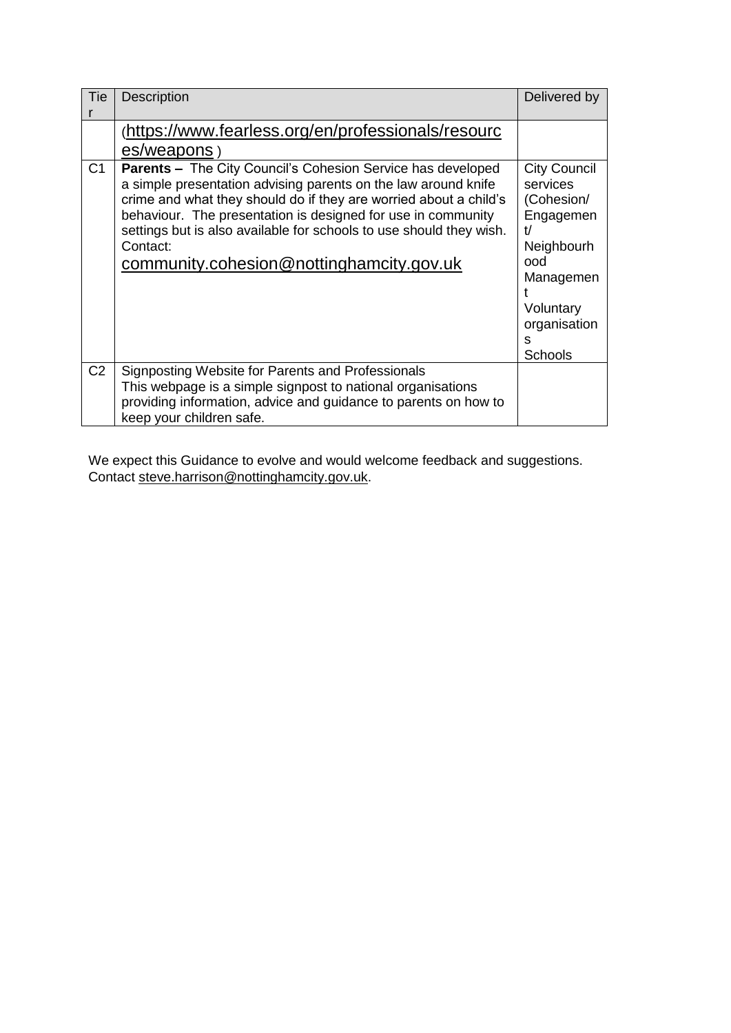| Tier | Description | Delivered by |
|---|---|---|
| | (https://www.fearless.org/en/professionals/resources/weapons ) | |
| C1 | **Parents –** The City Council's Cohesion Service has developed a simple presentation advising parents on the law around knife crime and what they should do if they are worried about a child's behaviour. The presentation is designed for use in community settings but is also available for schools to use should they wish. Contact: community.cohesion@nottinghamcity.gov.uk | City Council services (Cohesion/ Engagement/ Neighbourhood Management Voluntary organisations Schools |
| C2 | Signposting Website for Parents and Professionals This webpage is a simple signpost to national organisations providing information, advice and guidance to parents on how to keep your children safe. | |

We expect this Guidance to evolve and would welcome feedback and suggestions. Contact steve.harrison@nottinghamcity.gov.uk.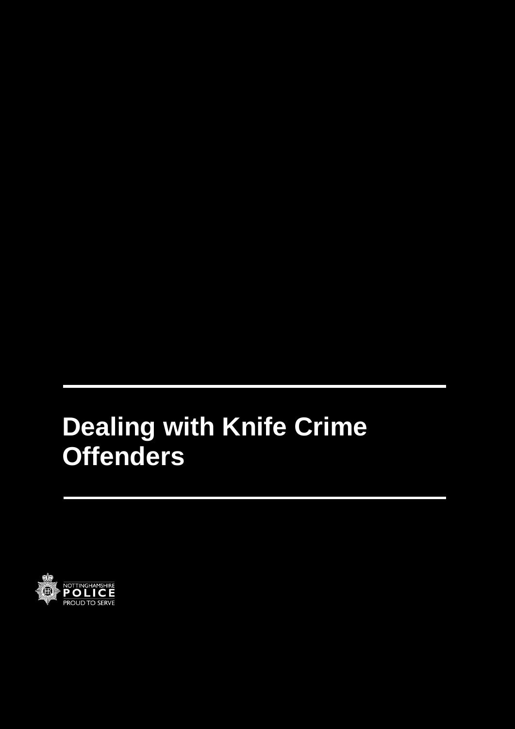# Dealing with Knife Crime Offenders

NOTTINGHAMSHIRE
POLICE
PROUD TO SERVE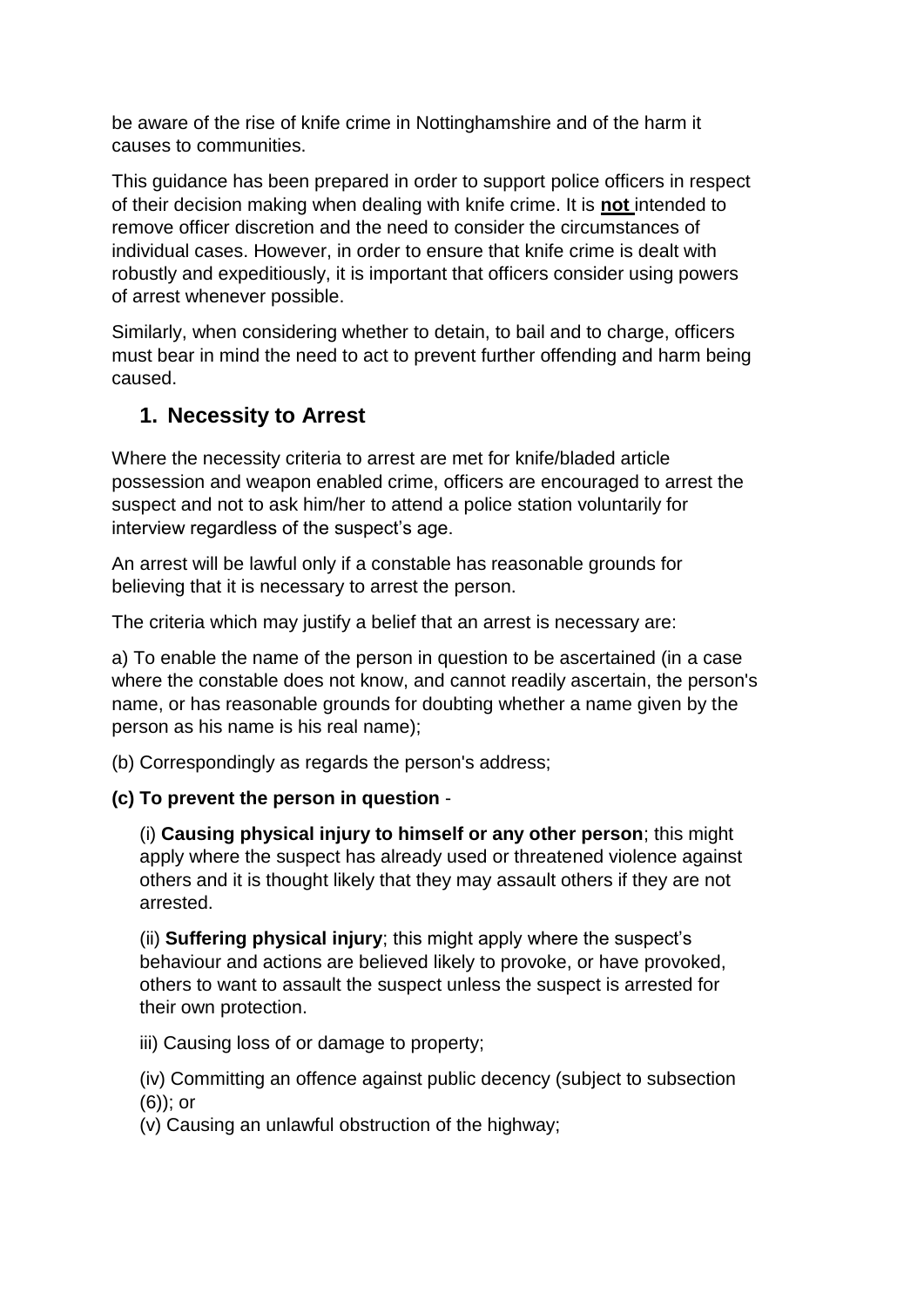be aware of the rise of knife crime in Nottinghamshire and of the harm it causes to communities.

This guidance has been prepared in order to support police officers in respect of their decision making when dealing with knife crime. It is **not** intended to remove officer discretion and the need to consider the circumstances of individual cases. However, in order to ensure that knife crime is dealt with robustly and expeditiously, it is important that officers consider using powers of arrest whenever possible.

Similarly, when considering whether to detain, to bail and to charge, officers must bear in mind the need to act to prevent further offending and harm being caused.

## 1. Necessity to Arrest

Where the necessity criteria to arrest are met for knife/bladed article possession and weapon enabled crime, officers are encouraged to arrest the suspect and not to ask him/her to attend a police station voluntarily for interview regardless of the suspect's age.

An arrest will be lawful only if a constable has reasonable grounds for believing that it is necessary to arrest the person.

The criteria which may justify a belief that an arrest is necessary are:

a) To enable the name of the person in question to be ascertained (in a case where the constable does not know, and cannot readily ascertain, the person's name, or has reasonable grounds for doubting whether a name given by the person as his name is his real name);

(b) Correspondingly as regards the person's address;

**(c) To prevent the person in question** -

(i) **Causing physical injury to himself or any other person**; this might apply where the suspect has already used or threatened violence against others and it is thought likely that they may assault others if they are not arrested.

(ii) **Suffering physical injury**; this might apply where the suspect's behaviour and actions are believed likely to provoke, or have provoked, others to want to assault the suspect unless the suspect is arrested for their own protection.

iii) Causing loss of or damage to property;

(iv) Committing an offence against public decency (subject to subsection (6)); or

(v) Causing an unlawful obstruction of the highway;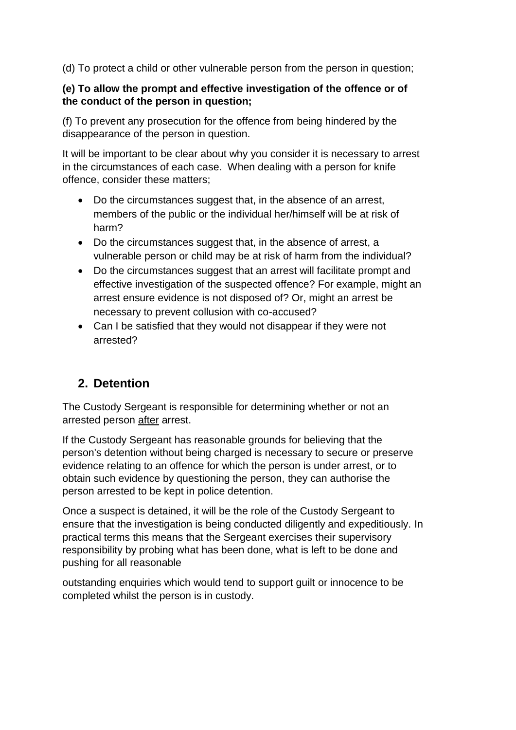(d) To protect a child or other vulnerable person from the person in question;

**(e) To allow the prompt and effective investigation of the offence or of the conduct of the person in question;**

(f) To prevent any prosecution for the offence from being hindered by the disappearance of the person in question.

It will be important to be clear about why you consider it is necessary to arrest in the circumstances of each case. When dealing with a person for knife offence, consider these matters;

- Do the circumstances suggest that, in the absence of an arrest, members of the public or the individual her/himself will be at risk of harm?
- Do the circumstances suggest that, in the absence of arrest, a vulnerable person or child may be at risk of harm from the individual?
- Do the circumstances suggest that an arrest will facilitate prompt and effective investigation of the suspected offence? For example, might an arrest ensure evidence is not disposed of? Or, might an arrest be necessary to prevent collusion with co-accused?
- Can I be satisfied that they would not disappear if they were not arrested?

## 2. Detention

The Custody Sergeant is responsible for determining whether or not an arrested person <u>after</u> arrest.

If the Custody Sergeant has reasonable grounds for believing that the person's detention without being charged is necessary to secure or preserve evidence relating to an offence for which the person is under arrest, or to obtain such evidence by questioning the person, they can authorise the person arrested to be kept in police detention.

Once a suspect is detained, it will be the role of the Custody Sergeant to ensure that the investigation is being conducted diligently and expeditiously. In practical terms this means that the Sergeant exercises their supervisory responsibility by probing what has been done, what is left to be done and pushing for all reasonable

outstanding enquiries which would tend to support guilt or innocence to be completed whilst the person is in custody.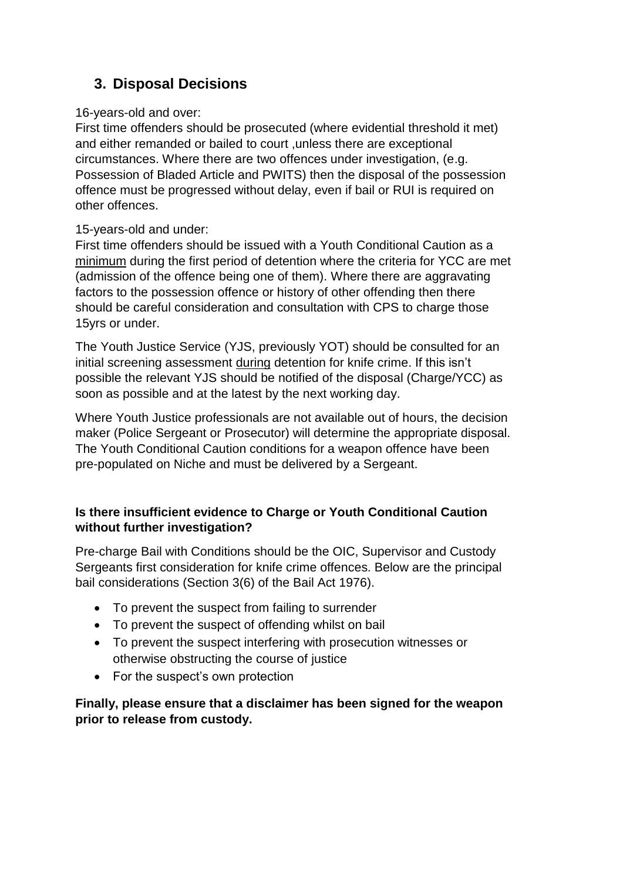## 3. Disposal Decisions

16-years-old and over:

First time offenders should be prosecuted (where evidential threshold it met) and either remanded or bailed to court ,unless there are exceptional circumstances. Where there are two offences under investigation, (e.g. Possession of Bladed Article and PWITS) then the disposal of the possession offence must be progressed without delay, even if bail or RUI is required on other offences.

15-years-old and under:

First time offenders should be issued with a Youth Conditional Caution as a minimum during the first period of detention where the criteria for YCC are met (admission of the offence being one of them). Where there are aggravating factors to the possession offence or history of other offending then there should be careful consideration and consultation with CPS to charge those 15yrs or under.

The Youth Justice Service (YJS, previously YOT) should be consulted for an initial screening assessment during detention for knife crime. If this isn't possible the relevant YJS should be notified of the disposal (Charge/YCC) as soon as possible and at the latest by the next working day.

Where Youth Justice professionals are not available out of hours, the decision maker (Police Sergeant or Prosecutor) will determine the appropriate disposal. The Youth Conditional Caution conditions for a weapon offence have been pre-populated on Niche and must be delivered by a Sergeant.

**Is there insufficient evidence to Charge or Youth Conditional Caution without further investigation?**

Pre-charge Bail with Conditions should be the OIC, Supervisor and Custody Sergeants first consideration for knife crime offences. Below are the principal bail considerations (Section 3(6) of the Bail Act 1976).

- To prevent the suspect from failing to surrender
- To prevent the suspect of offending whilst on bail
- To prevent the suspect interfering with prosecution witnesses or otherwise obstructing the course of justice
- For the suspect's own protection

**Finally, please ensure that a disclaimer has been signed for the weapon prior to release from custody.**